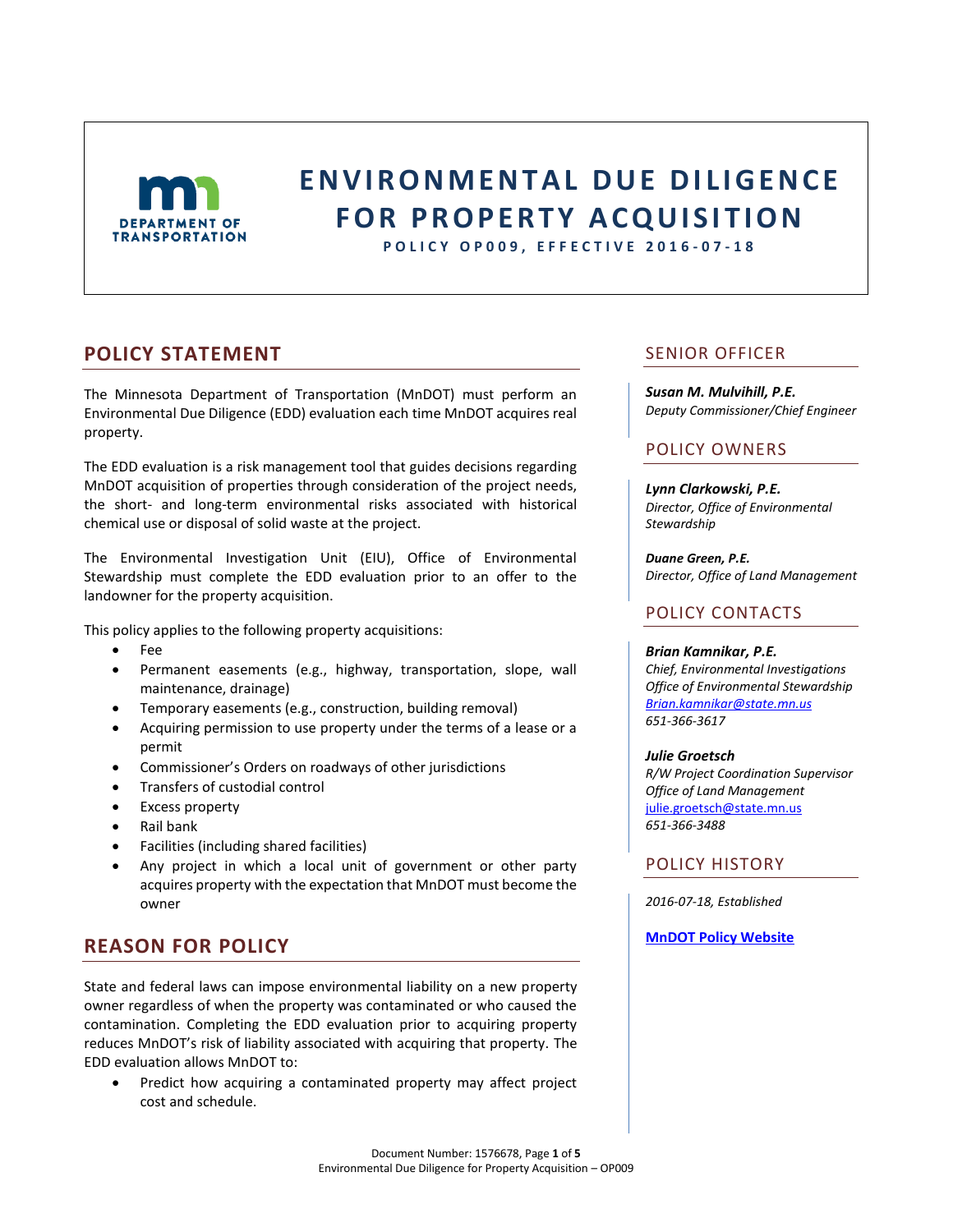# ENVIRONMENTAL DUE DILIGENCE FOR PROPERTY ACQUISITION

**POLICY OP009, EFFECTIVE 2016-07-18**

## POLICY STATEMENT

The Minnesota Department of Transportation (MnDOT) must perform an Environmental Due Diligence (EDD) evaluation each time MnDOT acquires real property.

The EDD evaluation is a risk management tool that guides decisions regarding MnDOT acquisition of properties through consideration of the project needs, the short- and long-term environmental risks associated with historical chemical use or disposal of solid waste at the project.

The Environmental Investigation Unit (EIU), Office of Environmental Stewardship must complete the EDD evaluation prior to an offer to the landowner for the property acquisition.

This policy applies to the following property acquisitions:

- Fee
- Permanent easements (e.g., highway, transportation, slope, wall maintenance, drainage)
- Temporary easements (e.g., construction, building removal)
- Acquiring permission to use property under the terms of a lease or a permit
- Commissioner's Orders on roadways of other jurisdictions
- Transfers of custodial control
- Excess property
- Rail bank
- Facilities (including shared facilities)
- Any project in which a local unit of government or other party acquires property with the expectation that MnDOT must become the owner

## REASON FOR POLICY

State and federal laws can impose environmental liability on a new property owner regardless of when the property was contaminated or who caused the contamination. Completing the EDD evaluation prior to acquiring property reduces MnDOT's risk of liability associated with acquiring that property. The EDD evaluation allows MnDOT to:

- Predict how acquiring a contaminated property may affect project cost and schedule.

## SENIOR OFFICER

***Susan M. Mulvihill, P.E.***
*Deputy Commissioner/Chief Engineer*

## POLICY OWNERS

***Lynn Clarkowski, P.E.***
*Director, Office of Environmental Stewardship*

***Duane Green, P.E.***
*Director, Office of Land Management*

## POLICY CONTACTS

***Brian Kamnikar, P.E.***
*Chief, Environmental Investigations*
*Office of Environmental Stewardship*
*Brian.kamnikar@state.mn.us*
*651-366-3617*

***Julie Groetsch***
*R/W Project Coordination Supervisor*
*Office of Land Management*
julie.groetsch@state.mn.us
*651-366-3488*

## POLICY HISTORY

*2016-07-18, Established*

**MnDOT Policy Website**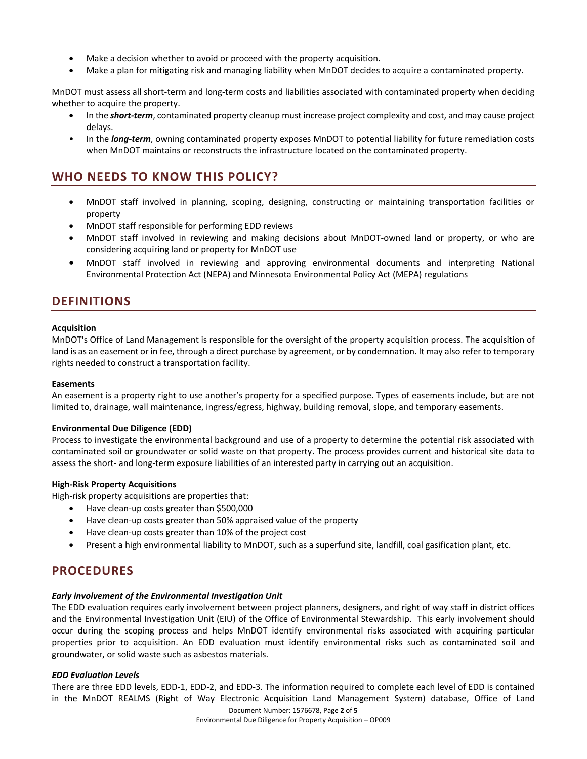- Make a decision whether to avoid or proceed with the property acquisition.
- Make a plan for mitigating risk and managing liability when MnDOT decides to acquire a contaminated property.

MnDOT must assess all short-term and long-term costs and liabilities associated with contaminated property when deciding whether to acquire the property.

- In the ***short-term***, contaminated property cleanup must increase project complexity and cost, and may cause project delays.
- In the ***long-term***, owning contaminated property exposes MnDOT to potential liability for future remediation costs when MnDOT maintains or reconstructs the infrastructure located on the contaminated property.

## WHO NEEDS TO KNOW THIS POLICY?

- MnDOT staff involved in planning, scoping, designing, constructing or maintaining transportation facilities or property
- MnDOT staff responsible for performing EDD reviews
- MnDOT staff involved in reviewing and making decisions about MnDOT-owned land or property, or who are considering acquiring land or property for MnDOT use
- MnDOT staff involved in reviewing and approving environmental documents and interpreting National Environmental Protection Act (NEPA) and Minnesota Environmental Policy Act (MEPA) regulations

## DEFINITIONS

**Acquisition**
MnDOT's Office of Land Management is responsible for the oversight of the property acquisition process. The acquisition of land is as an easement or in fee, through a direct purchase by agreement, or by condemnation. It may also refer to temporary rights needed to construct a transportation facility.

**Easements**
An easement is a property right to use another's property for a specified purpose. Types of easements include, but are not limited to, drainage, wall maintenance, ingress/egress, highway, building removal, slope, and temporary easements.

**Environmental Due Diligence (EDD)**
Process to investigate the environmental background and use of a property to determine the potential risk associated with contaminated soil or groundwater or solid waste on that property. The process provides current and historical site data to assess the short- and long-term exposure liabilities of an interested party in carrying out an acquisition.

**High-Risk Property Acquisitions**
High-risk property acquisitions are properties that:

- Have clean-up costs greater than $500,000
- Have clean-up costs greater than 50% appraised value of the property
- Have clean-up costs greater than 10% of the project cost
- Present a high environmental liability to MnDOT, such as a superfund site, landfill, coal gasification plant, etc.

## PROCEDURES

***Early involvement of the Environmental Investigation Unit***
The EDD evaluation requires early involvement between project planners, designers, and right of way staff in district offices and the Environmental Investigation Unit (EIU) of the Office of Environmental Stewardship. This early involvement should occur during the scoping process and helps MnDOT identify environmental risks associated with acquiring particular properties prior to acquisition. An EDD evaluation must identify environmental risks such as contaminated soil and groundwater, or solid waste such as asbestos materials.

***EDD Evaluation Levels***
There are three EDD levels, EDD-1, EDD-2, and EDD-3. The information required to complete each level of EDD is contained in the MnDOT REALMS (Right of Way Electronic Acquisition Land Management System) database, Office of Land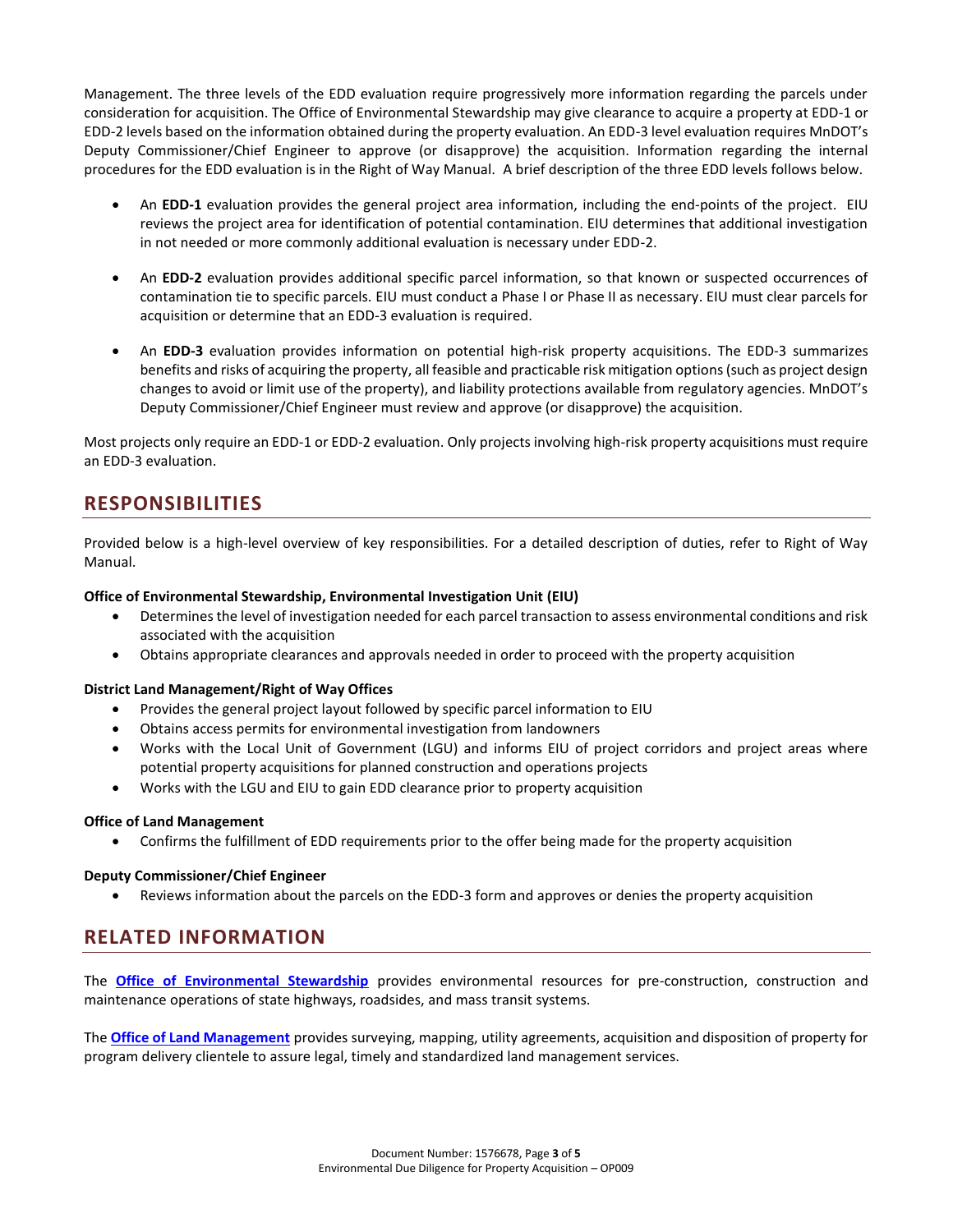Management. The three levels of the EDD evaluation require progressively more information regarding the parcels under consideration for acquisition. The Office of Environmental Stewardship may give clearance to acquire a property at EDD-1 or EDD-2 levels based on the information obtained during the property evaluation. An EDD-3 level evaluation requires MnDOT's Deputy Commissioner/Chief Engineer to approve (or disapprove) the acquisition. Information regarding the internal procedures for the EDD evaluation is in the Right of Way Manual. A brief description of the three EDD levels follows below.

- An **EDD-1** evaluation provides the general project area information, including the end-points of the project. EIU reviews the project area for identification of potential contamination. EIU determines that additional investigation in not needed or more commonly additional evaluation is necessary under EDD-2.
- An **EDD-2** evaluation provides additional specific parcel information, so that known or suspected occurrences of contamination tie to specific parcels. EIU must conduct a Phase I or Phase II as necessary. EIU must clear parcels for acquisition or determine that an EDD-3 evaluation is required.
- An **EDD-3** evaluation provides information on potential high-risk property acquisitions. The EDD-3 summarizes benefits and risks of acquiring the property, all feasible and practicable risk mitigation options (such as project design changes to avoid or limit use of the property), and liability protections available from regulatory agencies. MnDOT's Deputy Commissioner/Chief Engineer must review and approve (or disapprove) the acquisition.

Most projects only require an EDD-1 or EDD-2 evaluation. Only projects involving high-risk property acquisitions must require an EDD-3 evaluation.

## RESPONSIBILITIES

Provided below is a high-level overview of key responsibilities. For a detailed description of duties, refer to Right of Way Manual.

**Office of Environmental Stewardship, Environmental Investigation Unit (EIU)**

- Determines the level of investigation needed for each parcel transaction to assess environmental conditions and risk associated with the acquisition
- Obtains appropriate clearances and approvals needed in order to proceed with the property acquisition

**District Land Management/Right of Way Offices**

- Provides the general project layout followed by specific parcel information to EIU
- Obtains access permits for environmental investigation from landowners
- Works with the Local Unit of Government (LGU) and informs EIU of project corridors and project areas where potential property acquisitions for planned construction and operations projects
- Works with the LGU and EIU to gain EDD clearance prior to property acquisition

**Office of Land Management**

- Confirms the fulfillment of EDD requirements prior to the offer being made for the property acquisition

**Deputy Commissioner/Chief Engineer**

- Reviews information about the parcels on the EDD-3 form and approves or denies the property acquisition

## RELATED INFORMATION

The **Office of Environmental Stewardship** provides environmental resources for pre-construction, construction and maintenance operations of state highways, roadsides, and mass transit systems.

The **Office of Land Management** provides surveying, mapping, utility agreements, acquisition and disposition of property for program delivery clientele to assure legal, timely and standardized land management services.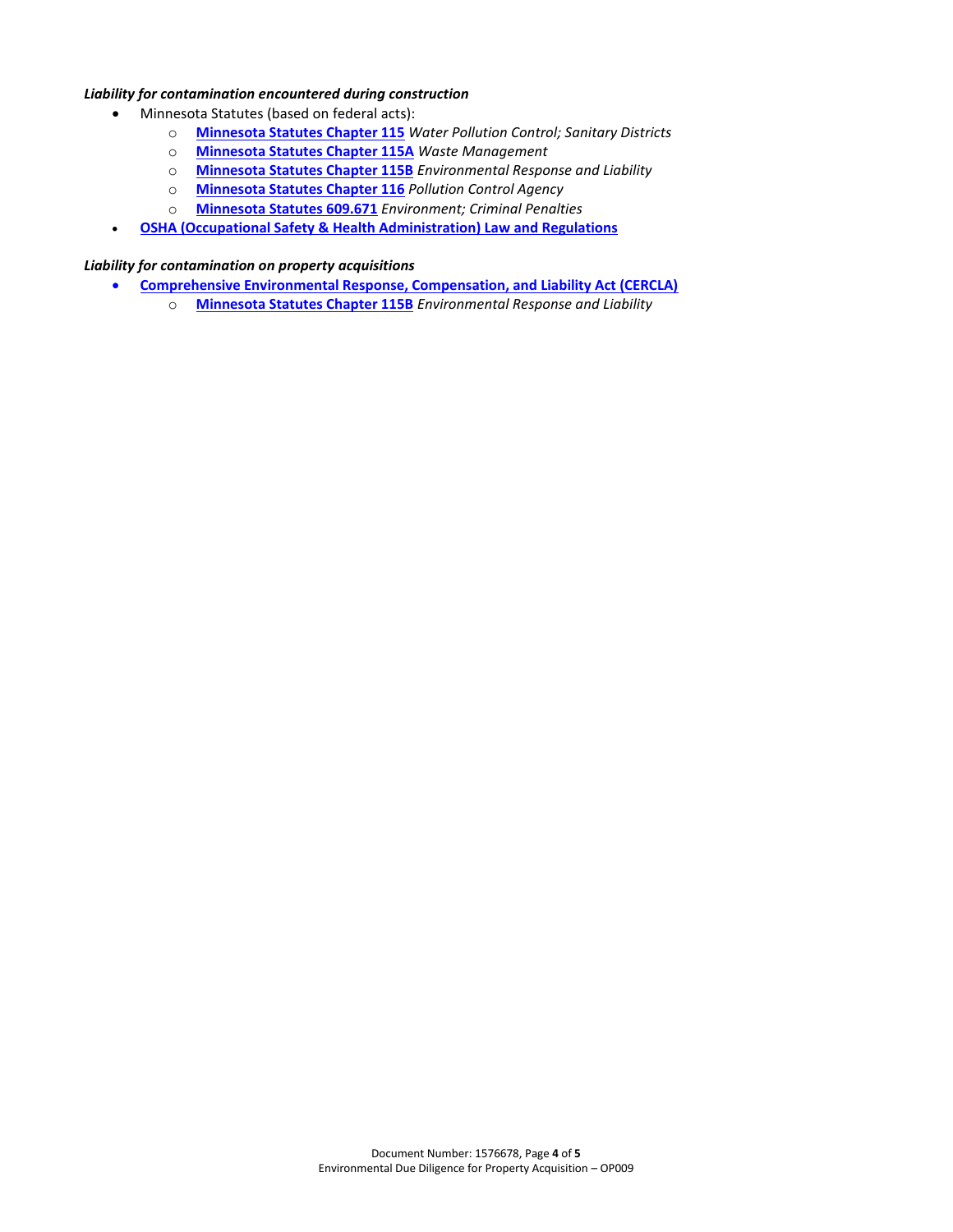***Liability for contamination encountered during construction***

- Minnesota Statutes (based on federal acts):
  - **Minnesota Statutes Chapter 115** *Water Pollution Control; Sanitary Districts*
  - **Minnesota Statutes Chapter 115A** *Waste Management*
  - **Minnesota Statutes Chapter 115B** *Environmental Response and Liability*
  - **Minnesota Statutes Chapter 116** *Pollution Control Agency*
  - **Minnesota Statutes 609.671** *Environment; Criminal Penalties*
- **OSHA (Occupational Safety & Health Administration) Law and Regulations**

***Liability for contamination on property acquisitions***

- **Comprehensive Environmental Response, Compensation, and Liability Act (CERCLA)**
  - **Minnesota Statutes Chapter 115B** *Environmental Response and Liability*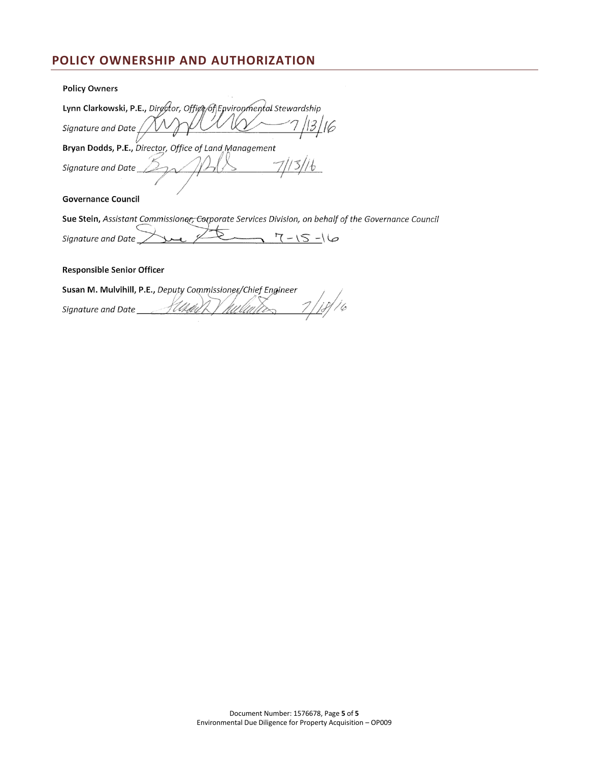## POLICY OWNERSHIP AND AUTHORIZATION

**Policy Owners**

**Lynn Clarkowski, P.E.,** *Director, Office of Environmental Stewardship*

*Signature and Date* _______________ 7/13/16

**Bryan Dodds, P.E.,** *Director, Office of Land Management*

*Signature and Date* _______________ 7/13/16

**Governance Council**

**Sue Stein,** *Assistant Commissioner, Corporate Services Division, on behalf of the Governance Council*

*Signature and Date* _______________ 7-15-16

**Responsible Senior Officer**

**Susan M. Mulvihill, P.E.,** *Deputy Commissioner/Chief Engineer*

*Signature and Date* _______________ 7/18/16

Document Number: 1576678, Page **5** of **5**
Environmental Due Diligence for Property Acquisition – OP009